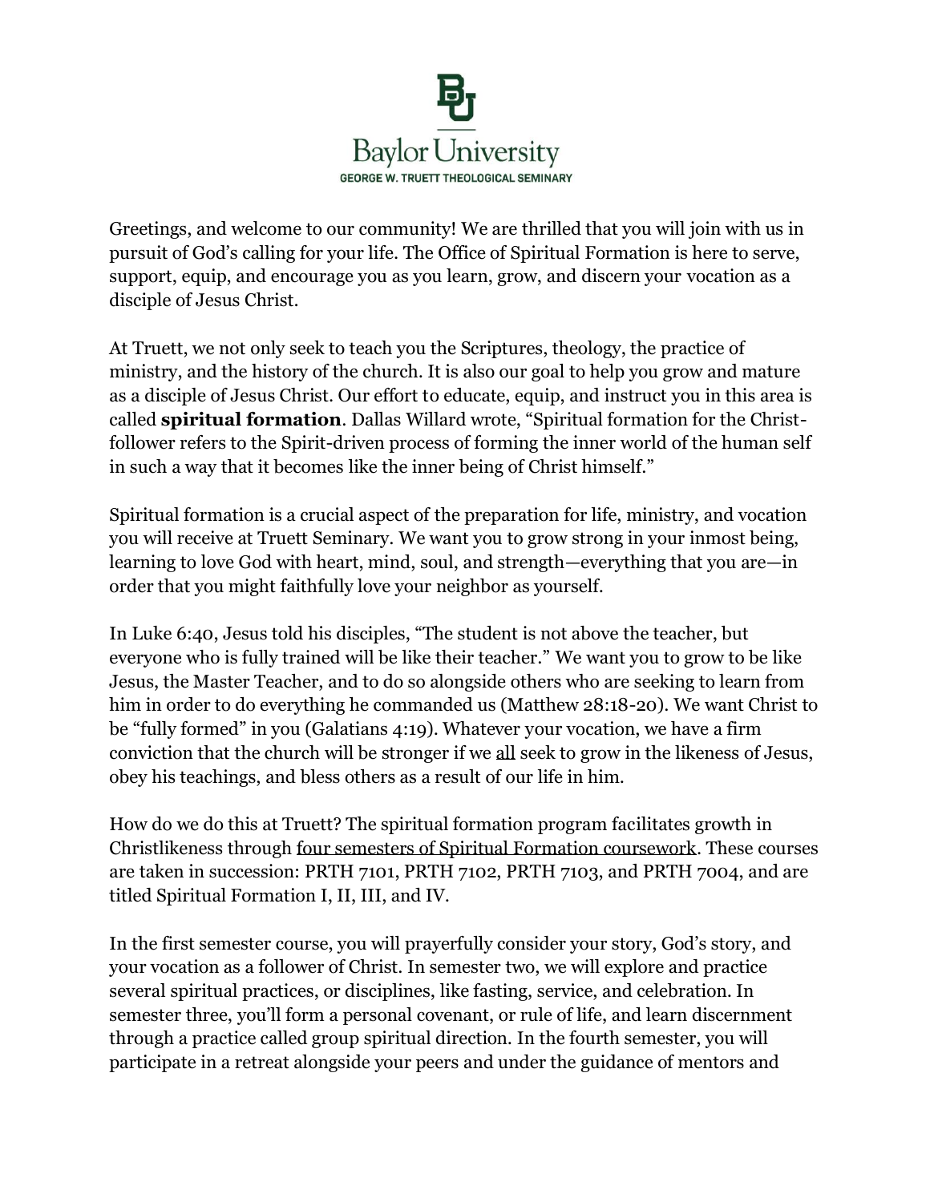Baylor University

GEORGE W. TRUETT THEOLOGICAL SEMINARY

Greetings, and welcome to our community! We are thrilled that you will join with us in pursuit of God's calling for your life. The Office of Spiritual Formation is here to serve, support, equip, and encourage you as you learn, grow, and discern your vocation as a disciple of Jesus Christ.

At Truett, we not only seek to teach you the Scriptures, theology, the practice of ministry, and the history of the church. It is also our goal to help you grow and mature as a disciple of Jesus Christ. Our effort to educate, equip, and instruct you in this area is called **spiritual formation**. Dallas Willard wrote, "Spiritual formation for the Christ-follower refers to the Spirit-driven process of forming the inner world of the human self in such a way that it becomes like the inner being of Christ himself."

Spiritual formation is a crucial aspect of the preparation for life, ministry, and vocation you will receive at Truett Seminary. We want you to grow strong in your inmost being, learning to love God with heart, mind, soul, and strength—everything that you are—in order that you might faithfully love your neighbor as yourself.

In Luke 6:40, Jesus told his disciples, "The student is not above the teacher, but everyone who is fully trained will be like their teacher." We want you to grow to be like Jesus, the Master Teacher, and to do so alongside others who are seeking to learn from him in order to do everything he commanded us (Matthew 28:18-20). We want Christ to be "fully formed" in you (Galatians 4:19). Whatever your vocation, we have a firm conviction that the church will be stronger if we <u>all</u> seek to grow in the likeness of Jesus, obey his teachings, and bless others as a result of our life in him.

How do we do this at Truett? The spiritual formation program facilitates growth in Christlikeness through <u>four semesters of Spiritual Formation coursework</u>. These courses are taken in succession: PRTH 7101, PRTH 7102, PRTH 7103, and PRTH 7004, and are titled Spiritual Formation I, II, III, and IV.

In the first semester course, you will prayerfully consider your story, God's story, and your vocation as a follower of Christ. In semester two, we will explore and practice several spiritual practices, or disciplines, like fasting, service, and celebration. In semester three, you'll form a personal covenant, or rule of life, and learn discernment through a practice called group spiritual direction. In the fourth semester, you will participate in a retreat alongside your peers and under the guidance of mentors and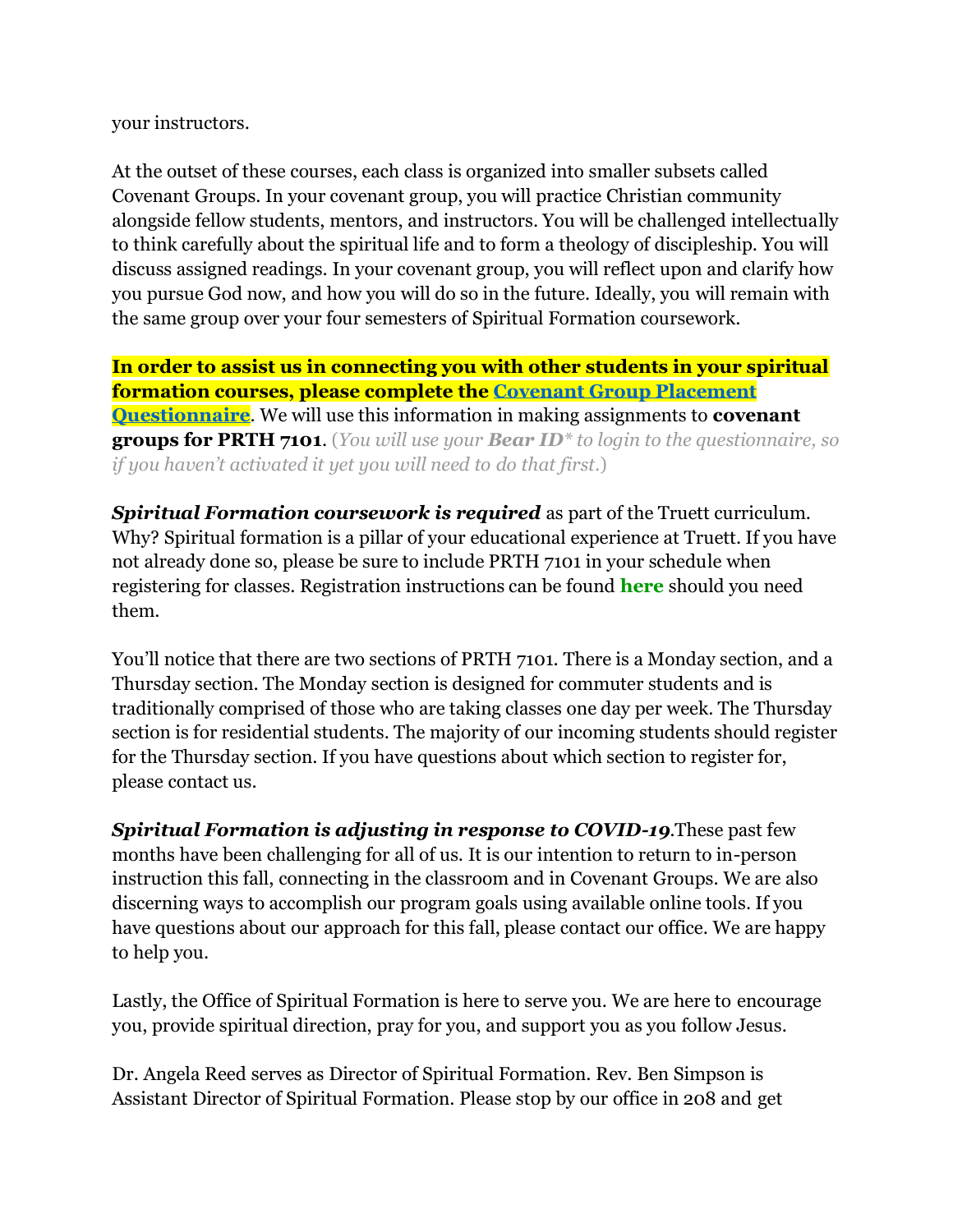your instructors.

At the outset of these courses, each class is organized into smaller subsets called Covenant Groups. In your covenant group, you will practice Christian community alongside fellow students, mentors, and instructors. You will be challenged intellectually to think carefully about the spiritual life and to form a theology of discipleship. You will discuss assigned readings. In your covenant group, you will reflect upon and clarify how you pursue God now, and how you will do so in the future. Ideally, you will remain with the same group over your four semesters of Spiritual Formation coursework.

**In order to assist us in connecting you with other students in your spiritual formation courses, please complete the Covenant Group Placement Questionnaire**. We will use this information in making assignments to **covenant groups for PRTH 7101**. (*You will use your **Bear ID*** to login to the questionnaire, so if you haven't activated it yet you will need to do that first.*)

***Spiritual Formation coursework is required*** as part of the Truett curriculum. Why? Spiritual formation is a pillar of your educational experience at Truett. If you have not already done so, please be sure to include PRTH 7101 in your schedule when registering for classes. Registration instructions can be found **here** should you need them.

You'll notice that there are two sections of PRTH 7101. There is a Monday section, and a Thursday section. The Monday section is designed for commuter students and is traditionally comprised of those who are taking classes one day per week. The Thursday section is for residential students. The majority of our incoming students should register for the Thursday section. If you have questions about which section to register for, please contact us.

***Spiritual Formation is adjusting in response to COVID-19***.These past few months have been challenging for all of us. It is our intention to return to in-person instruction this fall, connecting in the classroom and in Covenant Groups. We are also discerning ways to accomplish our program goals using available online tools. If you have questions about our approach for this fall, please contact our office. We are happy to help you.

Lastly, the Office of Spiritual Formation is here to serve you. We are here to encourage you, provide spiritual direction, pray for you, and support you as you follow Jesus.

Dr. Angela Reed serves as Director of Spiritual Formation. Rev. Ben Simpson is Assistant Director of Spiritual Formation. Please stop by our office in 208 and get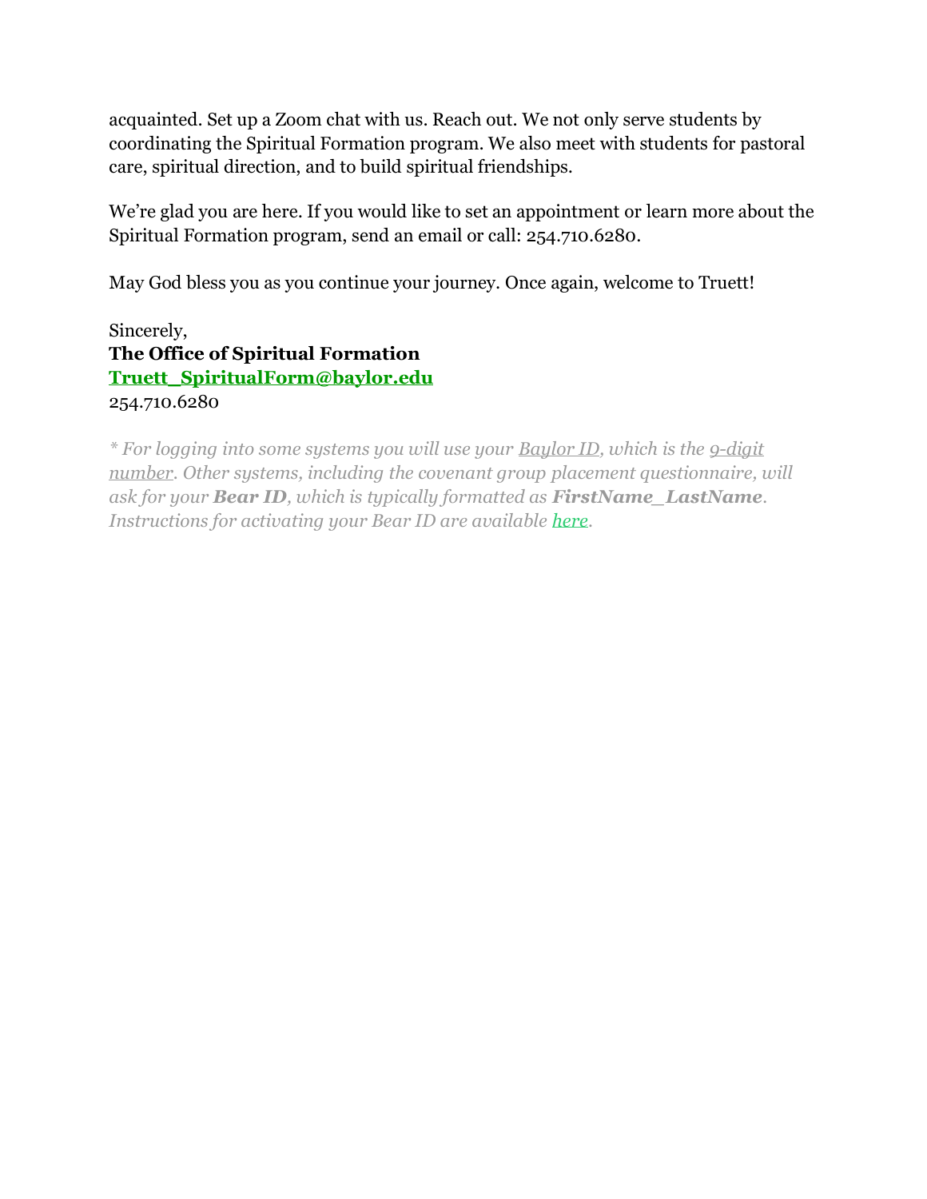acquainted. Set up a Zoom chat with us. Reach out. We not only serve students by coordinating the Spiritual Formation program. We also meet with students for pastoral care, spiritual direction, and to build spiritual friendships.

We're glad you are here. If you would like to set an appointment or learn more about the Spiritual Formation program, send an email or call: 254.710.6280.

May God bless you as you continue your journey. Once again, welcome to Truett!

Sincerely,
**The Office of Spiritual Formation**
**Truett_SpiritualForm@baylor.edu**
254.710.6280

*\* For logging into some systems you will use your Baylor ID, which is the 9-digit number. Other systems, including the covenant group placement questionnaire, will ask for your **Bear ID**, which is typically formatted as **FirstName_LastName**. Instructions for activating your Bear ID are available here.*